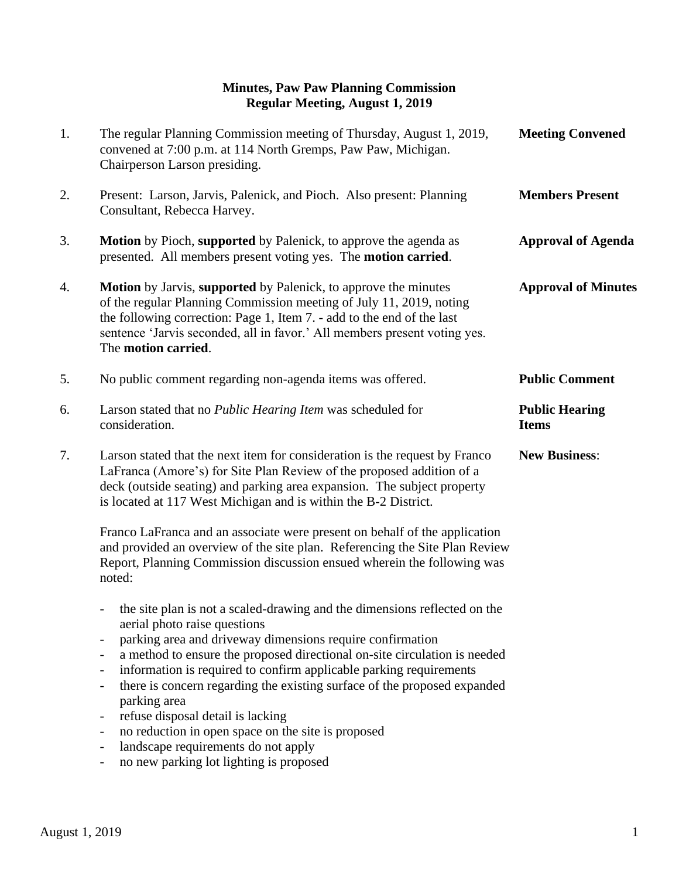# Minutes, Paw Paw Planning Commission
## Regular Meeting, August 1, 2019

1. The regular Planning Commission meeting of Thursday, August 1, 2019, convened at 7:00 p.m. at 114 North Gremps, Paw Paw, Michigan. Chairperson Larson presiding. **Meeting Convened**

2. Present: Larson, Jarvis, Palenick, and Pioch. Also present: Planning Consultant, Rebecca Harvey. **Members Present**

3. **Motion** by Pioch, **supported** by Palenick, to approve the agenda as presented. All members present voting yes. The **motion carried**. **Approval of Agenda**

4. **Motion** by Jarvis, **supported** by Palenick, to approve the minutes of the regular Planning Commission meeting of July 11, 2019, noting the following correction: Page 1, Item 7. - add to the end of the last sentence 'Jarvis seconded, all in favor.' All members present voting yes. The **motion carried**. **Approval of Minutes**

5. No public comment regarding non-agenda items was offered. **Public Comment**

6. Larson stated that no *Public Hearing Item* was scheduled for consideration. **Public Hearing Items**

7. Larson stated that the next item for consideration is the request by Franco LaFranca (Amore's) for Site Plan Review of the proposed addition of a deck (outside seating) and parking area expansion. The subject property is located at 117 West Michigan and is within the B-2 District. **New Business**:

   Franco LaFranca and an associate were present on behalf of the application and provided an overview of the site plan. Referencing the Site Plan Review Report, Planning Commission discussion ensued wherein the following was noted:

   - the site plan is not a scaled-drawing and the dimensions reflected on the aerial photo raise questions
   - parking area and driveway dimensions require confirmation
   - a method to ensure the proposed directional on-site circulation is needed
   - information is required to confirm applicable parking requirements
   - there is concern regarding the existing surface of the proposed expanded parking area
   - refuse disposal detail is lacking
   - no reduction in open space on the site is proposed
   - landscape requirements do not apply
   - no new parking lot lighting is proposed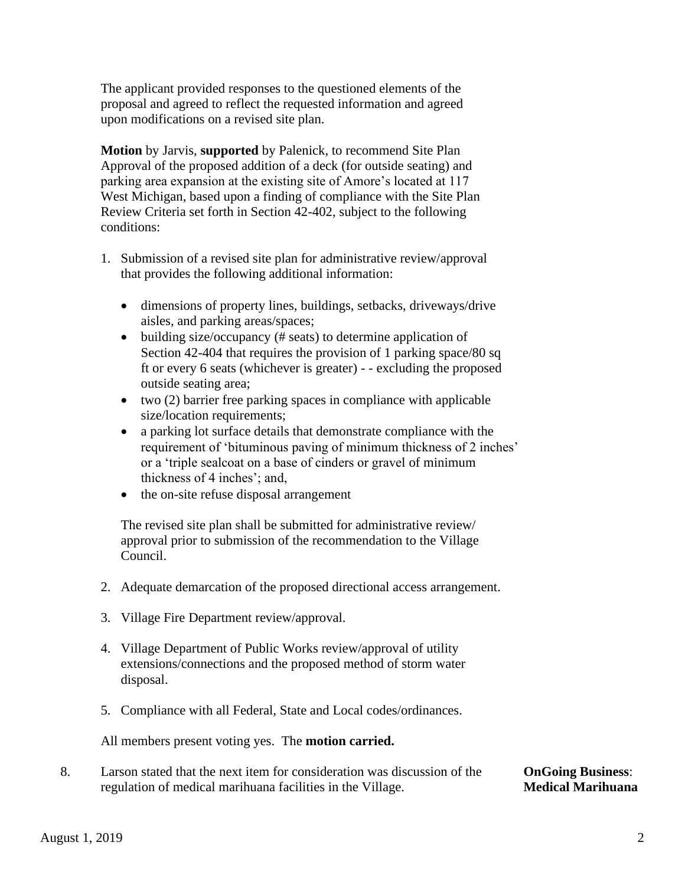The applicant provided responses to the questioned elements of the proposal and agreed to reflect the requested information and agreed upon modifications on a revised site plan.

**Motion** by Jarvis, **supported** by Palenick, to recommend Site Plan Approval of the proposed addition of a deck (for outside seating) and parking area expansion at the existing site of Amore's located at 117 West Michigan, based upon a finding of compliance with the Site Plan Review Criteria set forth in Section 42-402, subject to the following conditions:

1. Submission of a revised site plan for administrative review/approval that provides the following additional information:

   - dimensions of property lines, buildings, setbacks, driveways/drive aisles, and parking areas/spaces;
   - building size/occupancy (# seats) to determine application of Section 42-404 that requires the provision of 1 parking space/80 sq ft or every 6 seats (whichever is greater) - - excluding the proposed outside seating area;
   - two (2) barrier free parking spaces in compliance with applicable size/location requirements;
   - a parking lot surface details that demonstrate compliance with the requirement of 'bituminous paving of minimum thickness of 2 inches' or a 'triple sealcoat on a base of cinders or gravel of minimum thickness of 4 inches'; and,
   - the on-site refuse disposal arrangement

   The revised site plan shall be submitted for administrative review/ approval prior to submission of the recommendation to the Village Council.

2. Adequate demarcation of the proposed directional access arrangement.

3. Village Fire Department review/approval.

4. Village Department of Public Works review/approval of utility extensions/connections and the proposed method of storm water disposal.

5. Compliance with all Federal, State and Local codes/ordinances.

All members present voting yes. The **motion carried.**

8. Larson stated that the next item for consideration was discussion of the regulation of medical marihuana facilities in the Village. **OnGoing Business**: **Medical Marihuana**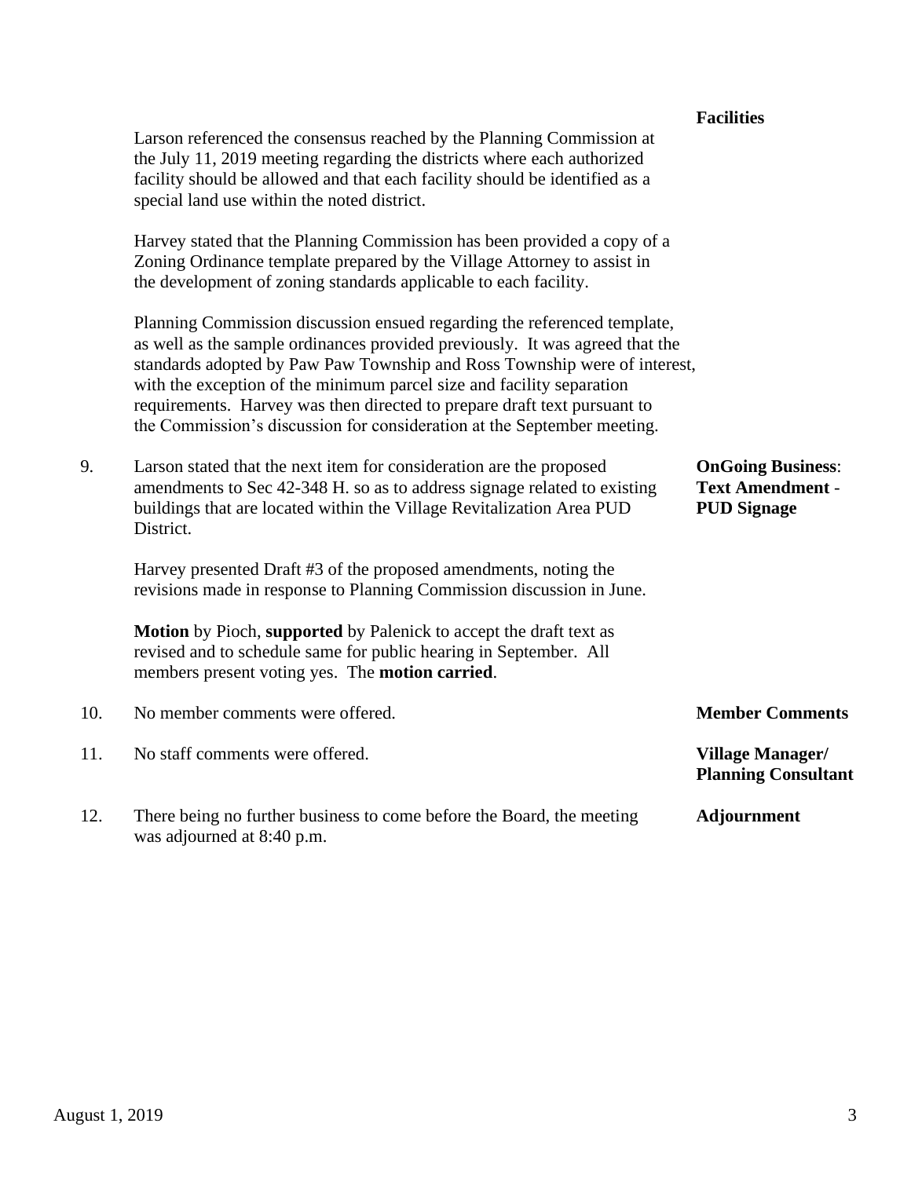**Facilities**

Larson referenced the consensus reached by the Planning Commission at the July 11, 2019 meeting regarding the districts where each authorized facility should be allowed and that each facility should be identified as a special land use within the noted district.

Harvey stated that the Planning Commission has been provided a copy of a Zoning Ordinance template prepared by the Village Attorney to assist in the development of zoning standards applicable to each facility.

Planning Commission discussion ensued regarding the referenced template, as well as the sample ordinances provided previously. It was agreed that the standards adopted by Paw Paw Township and Ross Township were of interest, with the exception of the minimum parcel size and facility separation requirements. Harvey was then directed to prepare draft text pursuant to the Commission's discussion for consideration at the September meeting.

9. Larson stated that the next item for consideration are the proposed amendments to Sec 42-348 H. so as to address signage related to existing buildings that are located within the Village Revitalization Area PUD District.

   **OnGoing Business: Text Amendment - PUD Signage**

   Harvey presented Draft #3 of the proposed amendments, noting the revisions made in response to Planning Commission discussion in June.

   **Motion** by Pioch, **supported** by Palenick to accept the draft text as revised and to schedule same for public hearing in September. All members present voting yes. The **motion carried**.

10. No member comments were offered. **Member Comments**

11. No staff comments were offered. **Village Manager/ Planning Consultant**

12. There being no further business to come before the Board, the meeting was adjourned at 8:40 p.m. **Adjournment**

August 1, 2019